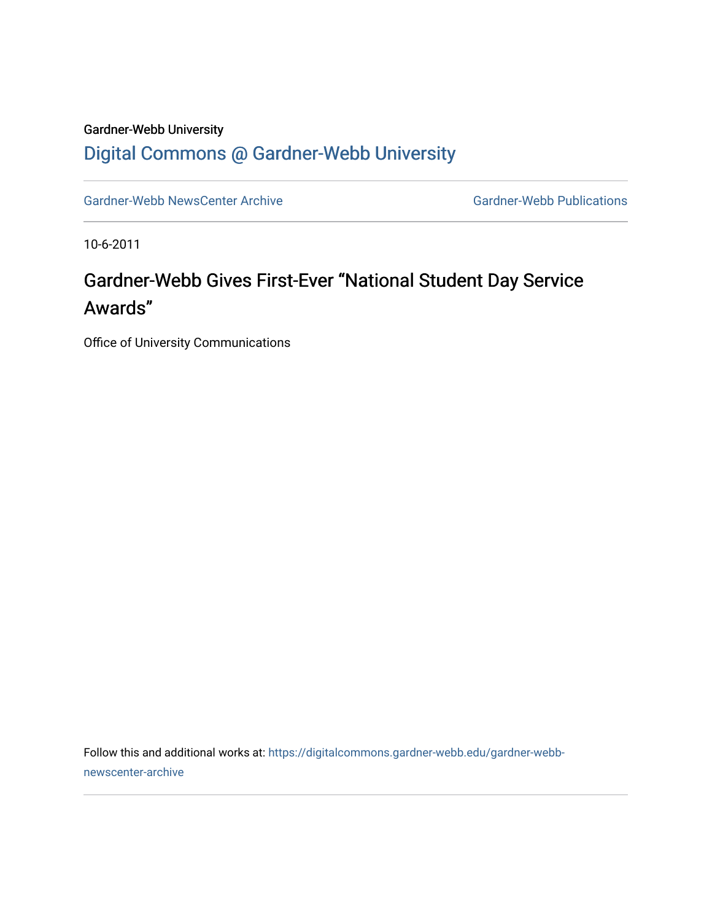Gardner-Webb University

## Digital Commons @ Gardner-Webb University

Gardner-Webb NewsCenter Archive | Gardner-Webb Publications

10-6-2011

# Gardner-Webb Gives First-Ever "National Student Day Service Awards"

Office of University Communications

Follow this and additional works at: https://digitalcommons.gardner-webb.edu/gardner-webb-newscenter-archive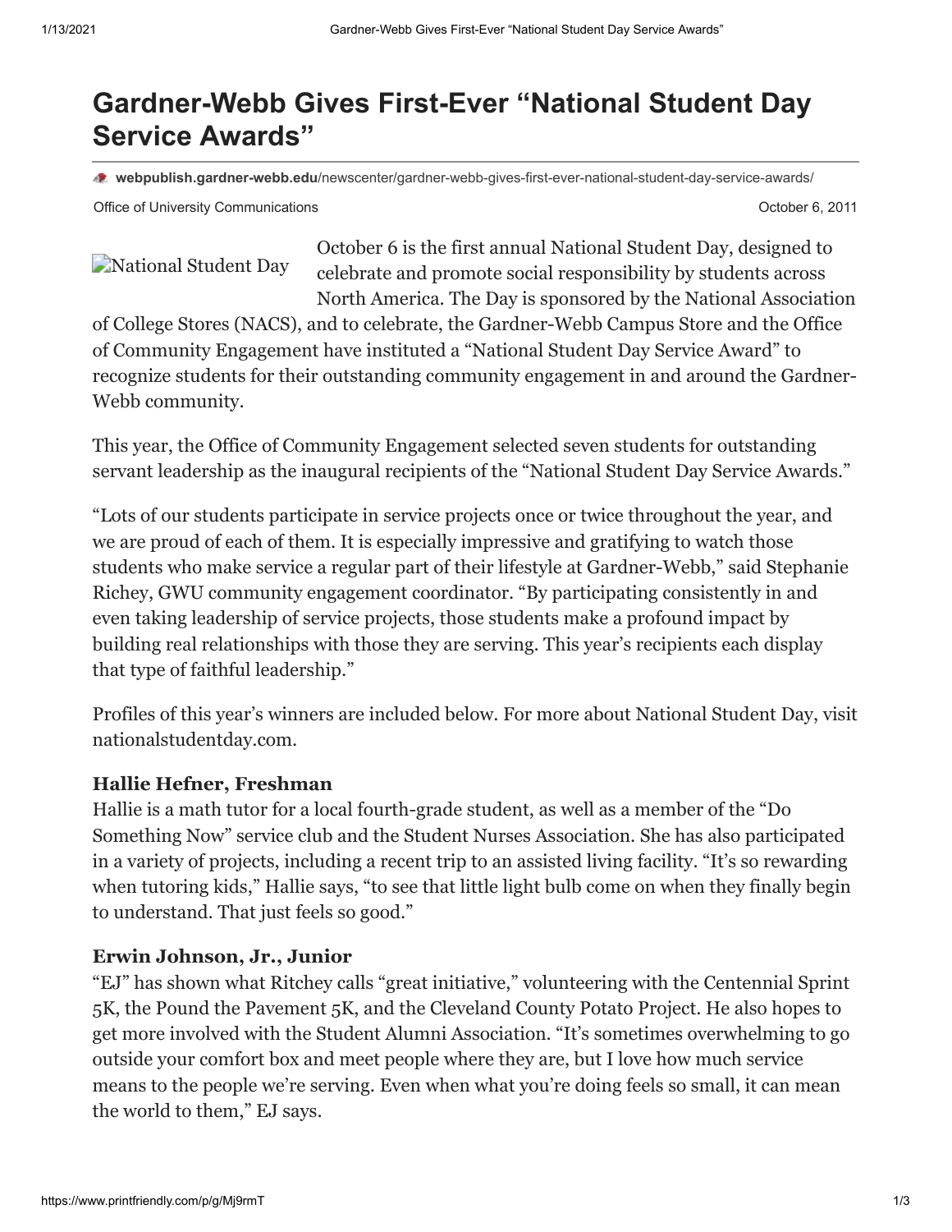# Gardner-Webb Gives First-Ever "National Student Day Service Awards"

**webpublish.gardner-webb.edu**/newscenter/gardner-webb-gives-first-ever-national-student-day-service-awards/

Office of University Communications October 6, 2011

October 6 is the first annual National Student Day, designed to celebrate and promote social responsibility by students across North America. The Day is sponsored by the National Association of College Stores (NACS), and to celebrate, the Gardner-Webb Campus Store and the Office of Community Engagement have instituted a "National Student Day Service Award" to recognize students for their outstanding community engagement in and around the Gardner-Webb community.

This year, the Office of Community Engagement selected seven students for outstanding servant leadership as the inaugural recipients of the "National Student Day Service Awards."

"Lots of our students participate in service projects once or twice throughout the year, and we are proud of each of them. It is especially impressive and gratifying to watch those students who make service a regular part of their lifestyle at Gardner-Webb," said Stephanie Richey, GWU community engagement coordinator. "By participating consistently in and even taking leadership of service projects, those students make a profound impact by building real relationships with those they are serving. This year's recipients each display that type of faithful leadership."

Profiles of this year's winners are included below. For more about National Student Day, visit nationalstudentday.com.

**Hallie Hefner, Freshman**
Hallie is a math tutor for a local fourth-grade student, as well as a member of the "Do Something Now" service club and the Student Nurses Association. She has also participated in a variety of projects, including a recent trip to an assisted living facility. "It's so rewarding when tutoring kids," Hallie says, "to see that little light bulb come on when they finally begin to understand. That just feels so good."

**Erwin Johnson, Jr., Junior**
"EJ" has shown what Ritchey calls "great initiative," volunteering with the Centennial Sprint 5K, the Pound the Pavement 5K, and the Cleveland County Potato Project. He also hopes to get more involved with the Student Alumni Association. "It's sometimes overwhelming to go outside your comfort box and meet people where they are, but I love how much service means to the people we're serving. Even when what you're doing feels so small, it can mean the world to them," EJ says.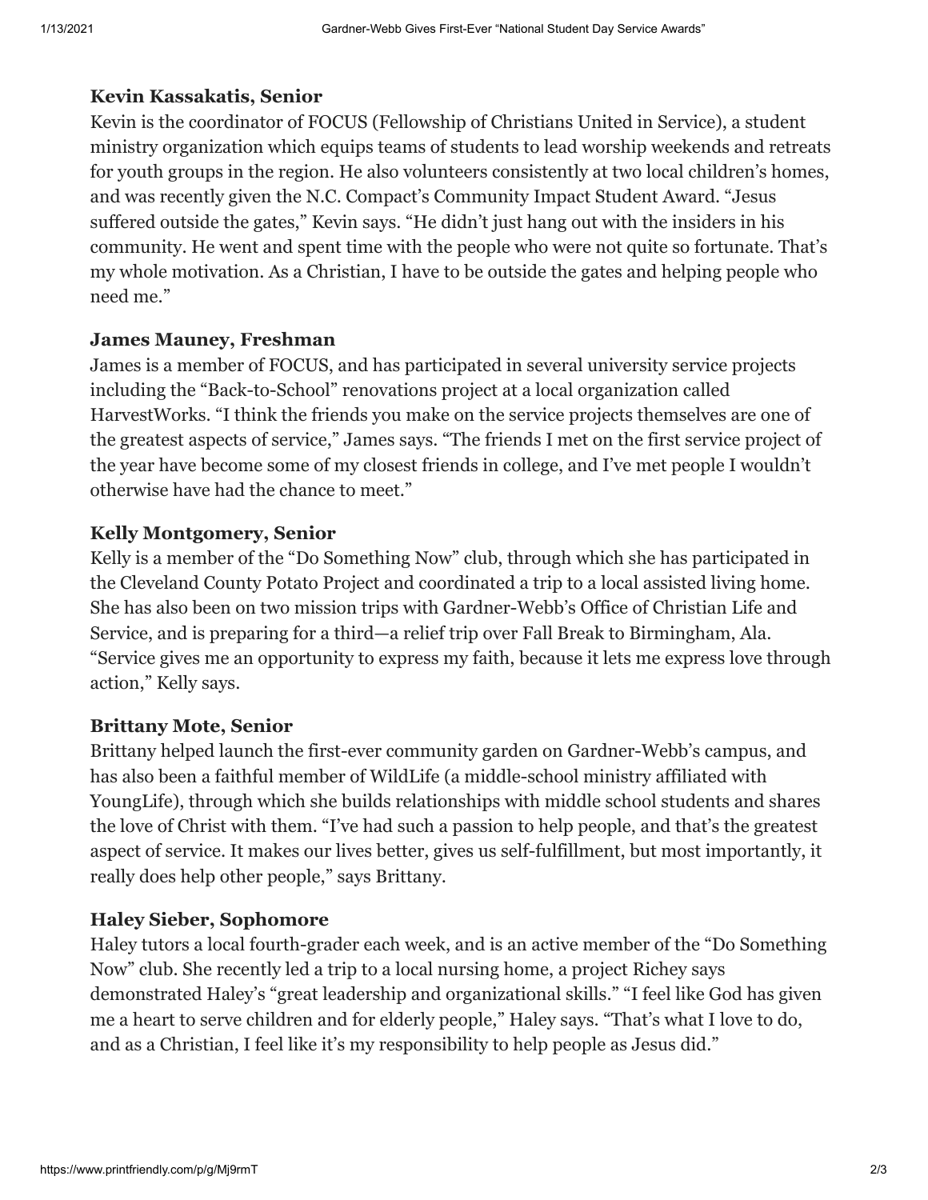**Kevin Kassakatis, Senior**

Kevin is the coordinator of FOCUS (Fellowship of Christians United in Service), a student ministry organization which equips teams of students to lead worship weekends and retreats for youth groups in the region. He also volunteers consistently at two local children's homes, and was recently given the N.C. Compact's Community Impact Student Award. "Jesus suffered outside the gates," Kevin says. "He didn't just hang out with the insiders in his community. He went and spent time with the people who were not quite so fortunate. That's my whole motivation. As a Christian, I have to be outside the gates and helping people who need me."

**James Mauney, Freshman**

James is a member of FOCUS, and has participated in several university service projects including the "Back-to-School" renovations project at a local organization called HarvestWorks. "I think the friends you make on the service projects themselves are one of the greatest aspects of service," James says. "The friends I met on the first service project of the year have become some of my closest friends in college, and I've met people I wouldn't otherwise have had the chance to meet."

**Kelly Montgomery, Senior**

Kelly is a member of the "Do Something Now" club, through which she has participated in the Cleveland County Potato Project and coordinated a trip to a local assisted living home. She has also been on two mission trips with Gardner-Webb's Office of Christian Life and Service, and is preparing for a third—a relief trip over Fall Break to Birmingham, Ala. "Service gives me an opportunity to express my faith, because it lets me express love through action," Kelly says.

**Brittany Mote, Senior**

Brittany helped launch the first-ever community garden on Gardner-Webb's campus, and has also been a faithful member of WildLife (a middle-school ministry affiliated with YoungLife), through which she builds relationships with middle school students and shares the love of Christ with them. "I've had such a passion to help people, and that's the greatest aspect of service. It makes our lives better, gives us self-fulfillment, but most importantly, it really does help other people," says Brittany.

**Haley Sieber, Sophomore**

Haley tutors a local fourth-grader each week, and is an active member of the "Do Something Now" club. She recently led a trip to a local nursing home, a project Richey says demonstrated Haley's "great leadership and organizational skills." "I feel like God has given me a heart to serve children and for elderly people," Haley says. "That's what I love to do, and as a Christian, I feel like it's my responsibility to help people as Jesus did."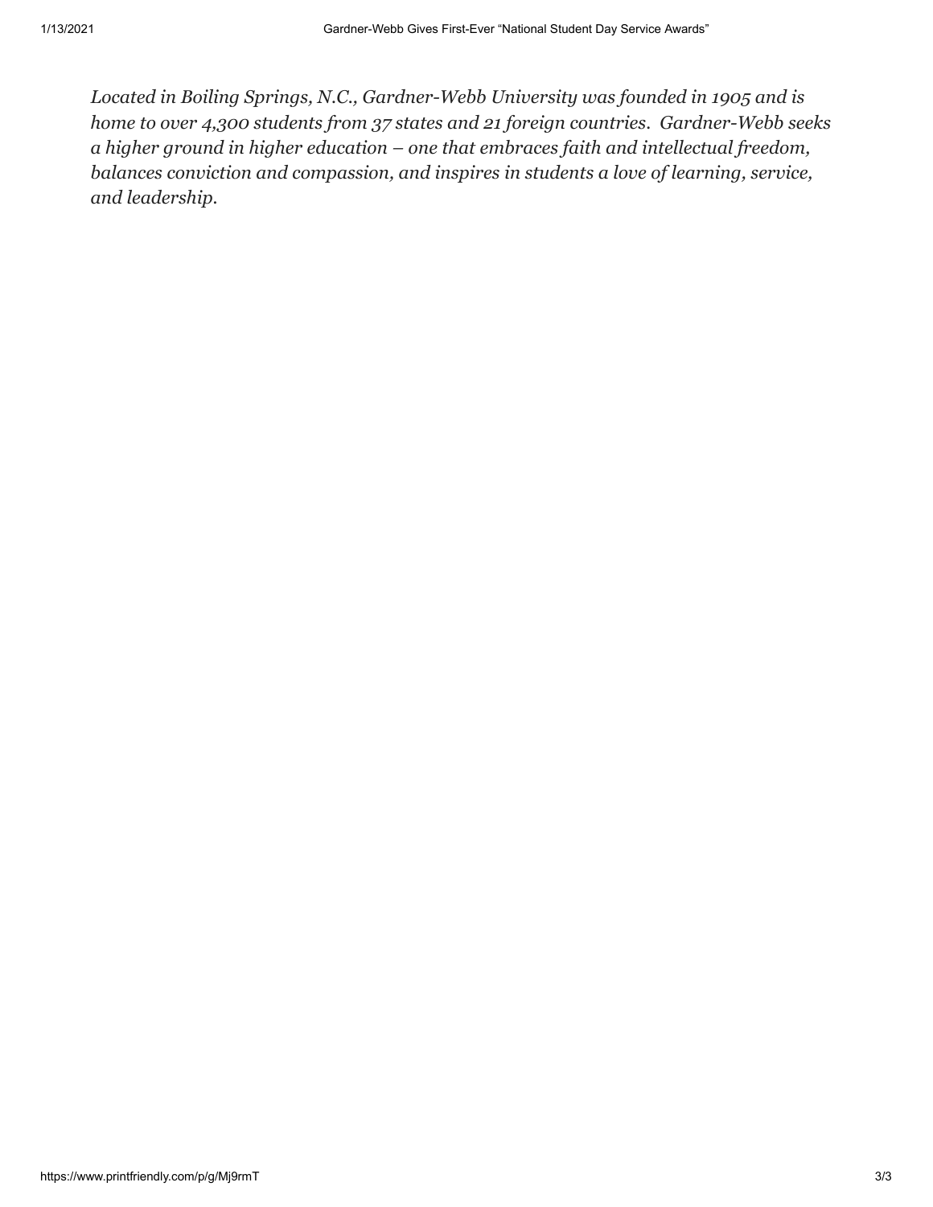*Located in Boiling Springs, N.C., Gardner-Webb University was founded in 1905 and is home to over 4,300 students from 37 states and 21 foreign countries. Gardner-Webb seeks a higher ground in higher education – one that embraces faith and intellectual freedom, balances conviction and compassion, and inspires in students a love of learning, service, and leadership.*